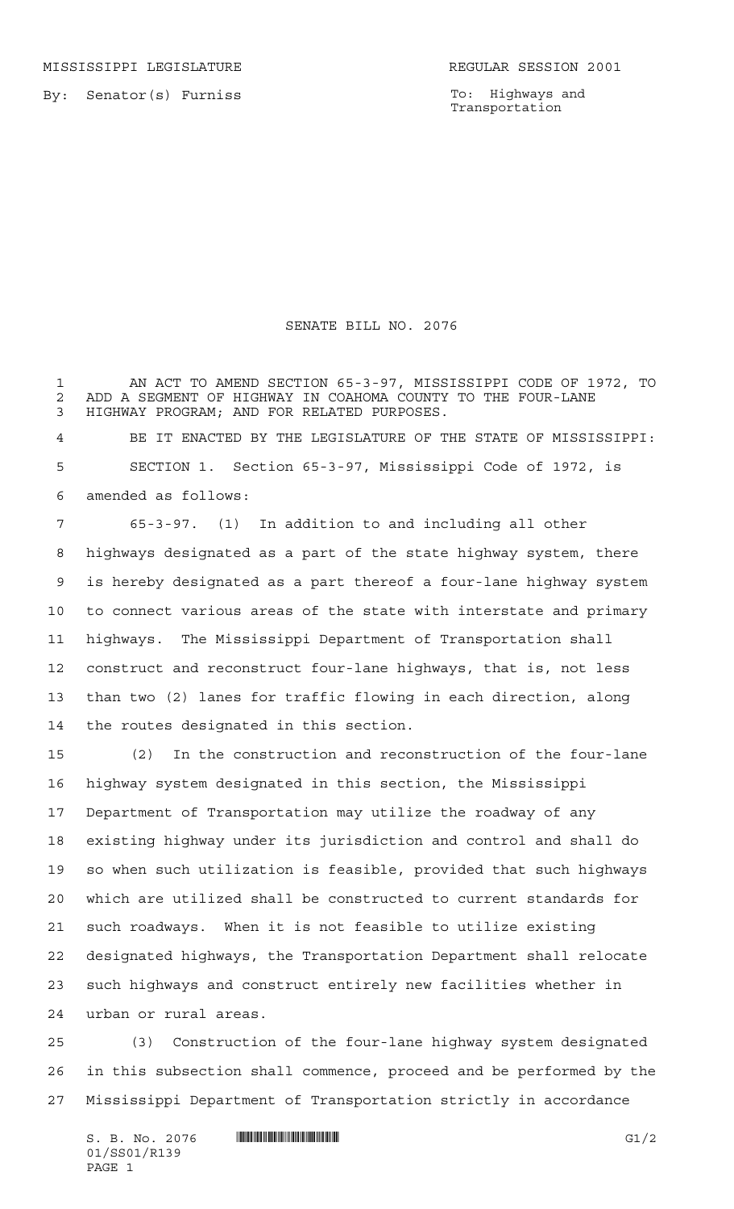MISSISSIPPI LEGISLATURE REGULAR SESSION 2001

By: Senator(s) Furniss

To: Highways and Transportation

# SENATE BILL NO. 2076

AN ACT TO AMEND SECTION 65-3-97, MISSISSIPPI CODE OF 1972, TO ADD A SEGMENT OF HIGHWAY IN COAHOMA COUNTY TO THE FOUR-LANE HIGHWAY PROGRAM; AND FOR RELATED PURPOSES.

BE IT ENACTED BY THE LEGISLATURE OF THE STATE OF MISSISSIPPI:

SECTION 1. Section 65-3-97, Mississippi Code of 1972, is amended as follows:

65-3-97. (1) In addition to and including all other highways designated as a part of the state highway system, there is hereby designated as a part thereof a four-lane highway system to connect various areas of the state with interstate and primary highways. The Mississippi Department of Transportation shall construct and reconstruct four-lane highways, that is, not less than two (2) lanes for traffic flowing in each direction, along the routes designated in this section.

(2) In the construction and reconstruction of the four-lane highway system designated in this section, the Mississippi Department of Transportation may utilize the roadway of any existing highway under its jurisdiction and control and shall do so when such utilization is feasible, provided that such highways which are utilized shall be constructed to current standards for such roadways. When it is not feasible to utilize existing designated highways, the Transportation Department shall relocate such highways and construct entirely new facilities whether in urban or rural areas.

(3) Construction of the four-lane highway system designated in this subsection shall commence, proceed and be performed by the Mississippi Department of Transportation strictly in accordance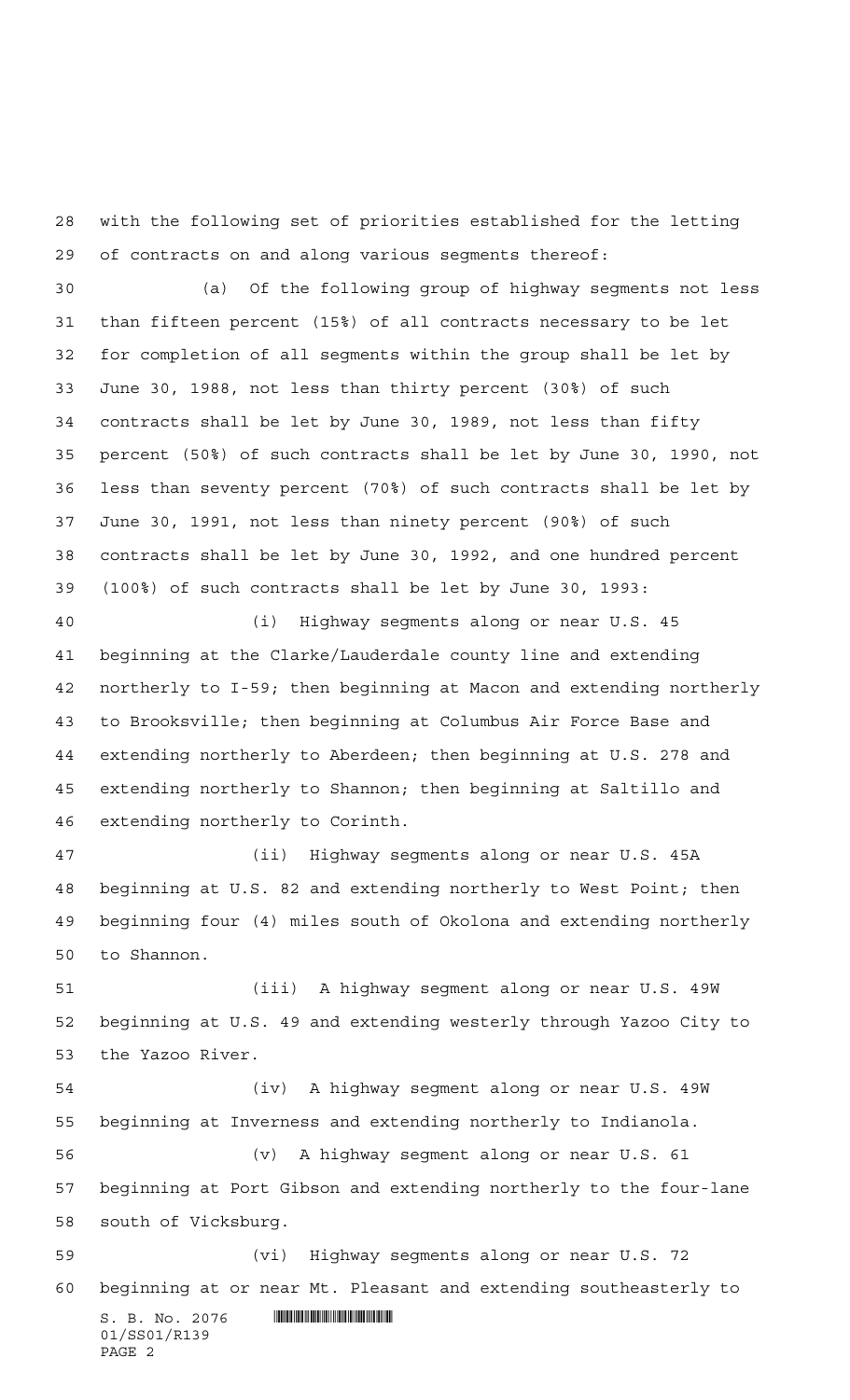with the following set of priorities established for the letting of contracts on and along various segments thereof:

(a) Of the following group of highway segments not less than fifteen percent (15%) of all contracts necessary to be let for completion of all segments within the group shall be let by June 30, 1988, not less than thirty percent (30%) of such contracts shall be let by June 30, 1989, not less than fifty percent (50%) of such contracts shall be let by June 30, 1990, not less than seventy percent (70%) of such contracts shall be let by June 30, 1991, not less than ninety percent (90%) of such contracts shall be let by June 30, 1992, and one hundred percent (100%) of such contracts shall be let by June 30, 1993:

(i) Highway segments along or near U.S. 45 beginning at the Clarke/Lauderdale county line and extending northerly to I-59; then beginning at Macon and extending northerly to Brooksville; then beginning at Columbus Air Force Base and extending northerly to Aberdeen; then beginning at U.S. 278 and extending northerly to Shannon; then beginning at Saltillo and extending northerly to Corinth.

(ii) Highway segments along or near U.S. 45A beginning at U.S. 82 and extending northerly to West Point; then beginning four (4) miles south of Okolona and extending northerly to Shannon.

(iii) A highway segment along or near U.S. 49W beginning at U.S. 49 and extending westerly through Yazoo City to the Yazoo River.

(iv) A highway segment along or near U.S. 49W beginning at Inverness and extending northerly to Indianola.

(v) A highway segment along or near U.S. 61 beginning at Port Gibson and extending northerly to the four-lane south of Vicksburg.

(vi) Highway segments along or near U.S. 72 beginning at or near Mt. Pleasant and extending southeasterly to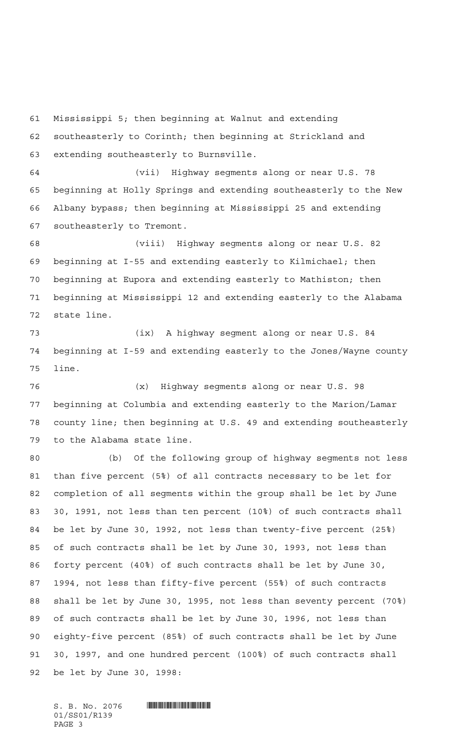Mississippi 5; then beginning at Walnut and extending southeasterly to Corinth; then beginning at Strickland and extending southeasterly to Burnsville.

(vii) Highway segments along or near U.S. 78 beginning at Holly Springs and extending southeasterly to the New Albany bypass; then beginning at Mississippi 25 and extending southeasterly to Tremont.

(viii) Highway segments along or near U.S. 82 beginning at I-55 and extending easterly to Kilmichael; then beginning at Eupora and extending easterly to Mathiston; then beginning at Mississippi 12 and extending easterly to the Alabama state line.

(ix) A highway segment along or near U.S. 84 beginning at I-59 and extending easterly to the Jones/Wayne county line.

(x) Highway segments along or near U.S. 98 beginning at Columbia and extending easterly to the Marion/Lamar county line; then beginning at U.S. 49 and extending southeasterly to the Alabama state line.

(b) Of the following group of highway segments not less than five percent (5%) of all contracts necessary to be let for completion of all segments within the group shall be let by June 30, 1991, not less than ten percent (10%) of such contracts shall be let by June 30, 1992, not less than twenty-five percent (25%) of such contracts shall be let by June 30, 1993, not less than forty percent (40%) of such contracts shall be let by June 30, 1994, not less than fifty-five percent (55%) of such contracts shall be let by June 30, 1995, not less than seventy percent (70%) of such contracts shall be let by June 30, 1996, not less than eighty-five percent (85%) of such contracts shall be let by June 30, 1997, and one hundred percent (100%) of such contracts shall be let by June 30, 1998: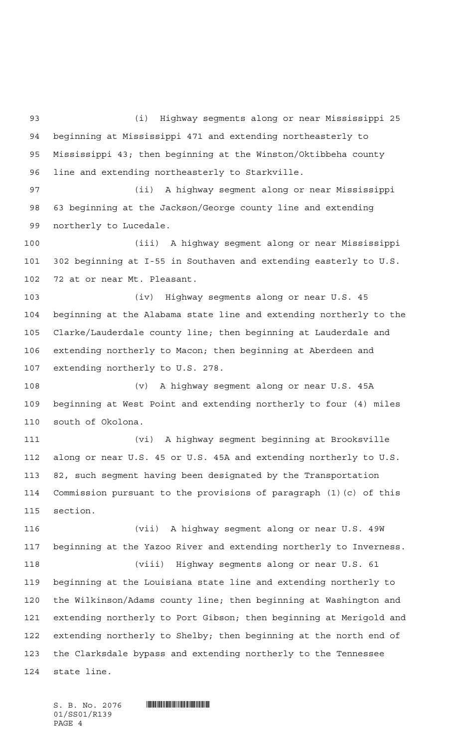(i) Highway segments along or near Mississippi 25 beginning at Mississippi 471 and extending northeasterly to Mississippi 43; then beginning at the Winston/Oktibbeha county line and extending northeasterly to Starkville.

(ii) A highway segment along or near Mississippi 63 beginning at the Jackson/George county line and extending northerly to Lucedale.

(iii) A highway segment along or near Mississippi 302 beginning at I-55 in Southaven and extending easterly to U.S. 72 at or near Mt. Pleasant.

(iv) Highway segments along or near U.S. 45 beginning at the Alabama state line and extending northerly to the Clarke/Lauderdale county line; then beginning at Lauderdale and extending northerly to Macon; then beginning at Aberdeen and extending northerly to U.S. 278.

(v) A highway segment along or near U.S. 45A beginning at West Point and extending northerly to four (4) miles south of Okolona.

(vi) A highway segment beginning at Brooksville along or near U.S. 45 or U.S. 45A and extending northerly to U.S. 82, such segment having been designated by the Transportation Commission pursuant to the provisions of paragraph (1)(c) of this section.

(vii) A highway segment along or near U.S. 49W beginning at the Yazoo River and extending northerly to Inverness.

(viii) Highway segments along or near U.S. 61 beginning at the Louisiana state line and extending northerly to the Wilkinson/Adams county line; then beginning at Washington and extending northerly to Port Gibson; then beginning at Merigold and extending northerly to Shelby; then beginning at the north end of the Clarksdale bypass and extending northerly to the Tennessee state line.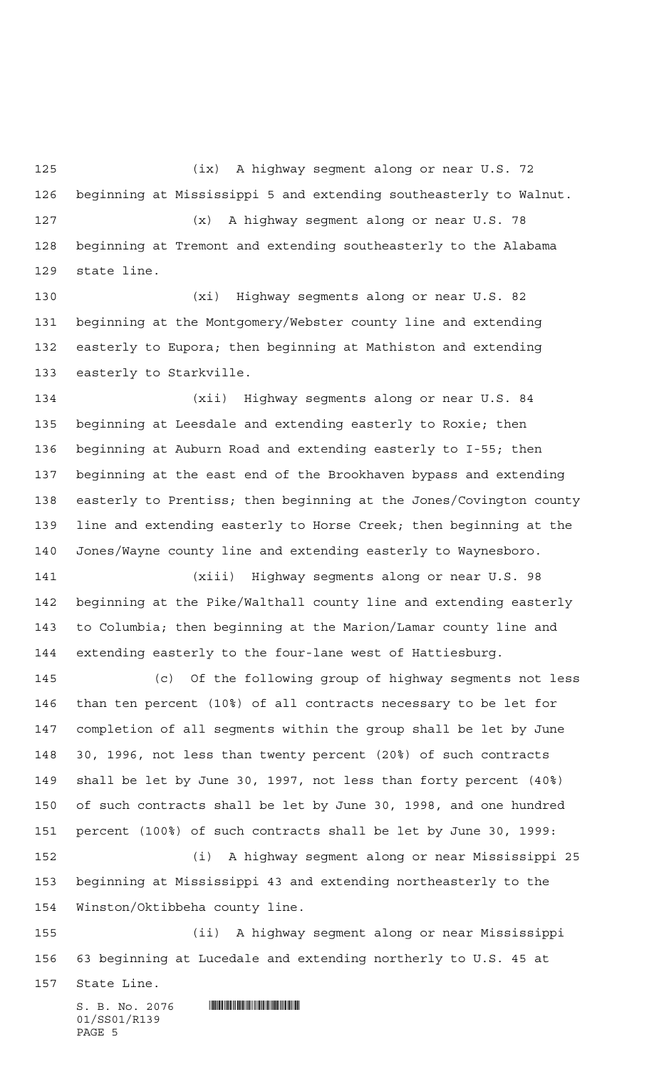(ix) A highway segment along or near U.S. 72 beginning at Mississippi 5 and extending southeasterly to Walnut.

(x) A highway segment along or near U.S. 78 beginning at Tremont and extending southeasterly to the Alabama state line.

(xi) Highway segments along or near U.S. 82 beginning at the Montgomery/Webster county line and extending easterly to Eupora; then beginning at Mathiston and extending easterly to Starkville.

(xii) Highway segments along or near U.S. 84 beginning at Leesdale and extending easterly to Roxie; then beginning at Auburn Road and extending easterly to I-55; then beginning at the east end of the Brookhaven bypass and extending easterly to Prentiss; then beginning at the Jones/Covington county line and extending easterly to Horse Creek; then beginning at the Jones/Wayne county line and extending easterly to Waynesboro.

(xiii) Highway segments along or near U.S. 98 beginning at the Pike/Walthall county line and extending easterly to Columbia; then beginning at the Marion/Lamar county line and extending easterly to the four-lane west of Hattiesburg.

(c) Of the following group of highway segments not less than ten percent (10%) of all contracts necessary to be let for completion of all segments within the group shall be let by June 30, 1996, not less than twenty percent (20%) of such contracts shall be let by June 30, 1997, not less than forty percent (40%) of such contracts shall be let by June 30, 1998, and one hundred percent (100%) of such contracts shall be let by June 30, 1999:

(i) A highway segment along or near Mississippi 25 beginning at Mississippi 43 and extending northeasterly to the Winston/Oktibbeha county line.

(ii) A highway segment along or near Mississippi 63 beginning at Lucedale and extending northerly to U.S. 45 at State Line.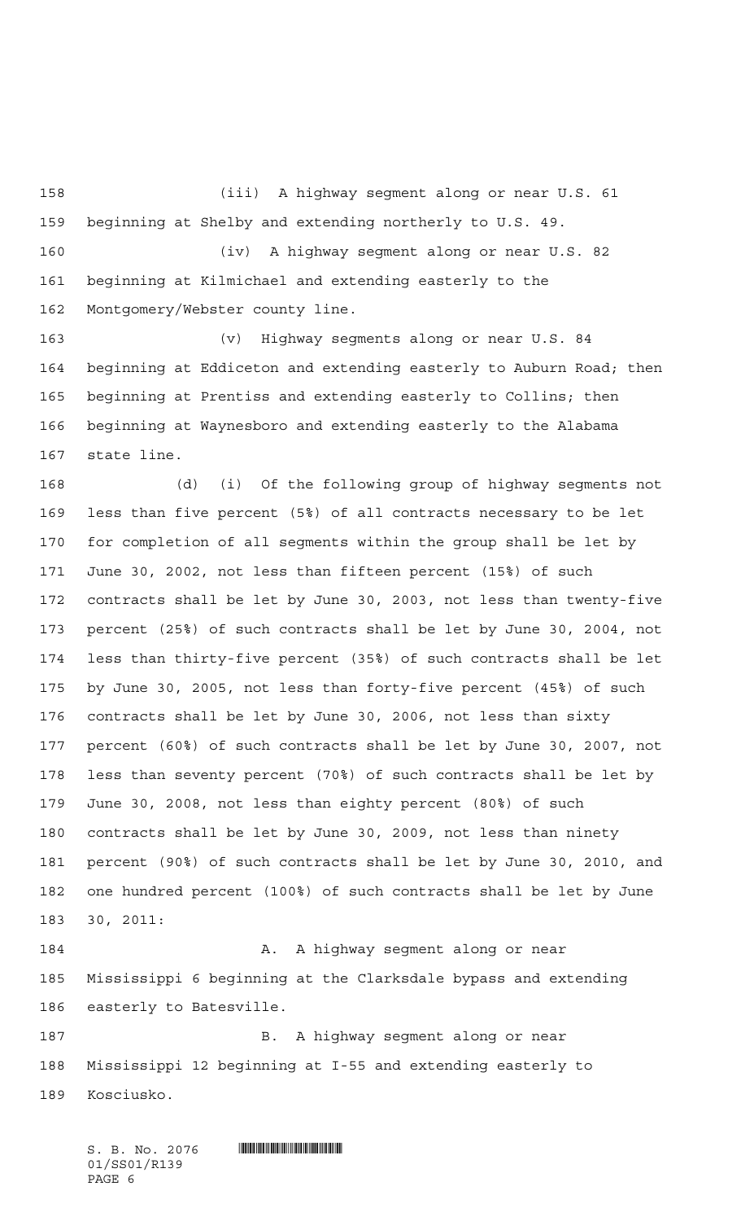(iii) A highway segment along or near U.S. 61 beginning at Shelby and extending northerly to U.S. 49.

(iv) A highway segment along or near U.S. 82 beginning at Kilmichael and extending easterly to the Montgomery/Webster county line.

(v) Highway segments along or near U.S. 84 beginning at Eddiceton and extending easterly to Auburn Road; then beginning at Prentiss and extending easterly to Collins; then beginning at Waynesboro and extending easterly to the Alabama state line.

(d) (i) Of the following group of highway segments not less than five percent (5%) of all contracts necessary to be let for completion of all segments within the group shall be let by June 30, 2002, not less than fifteen percent (15%) of such contracts shall be let by June 30, 2003, not less than twenty-five percent (25%) of such contracts shall be let by June 30, 2004, not less than thirty-five percent (35%) of such contracts shall be let by June 30, 2005, not less than forty-five percent (45%) of such contracts shall be let by June 30, 2006, not less than sixty percent (60%) of such contracts shall be let by June 30, 2007, not less than seventy percent (70%) of such contracts shall be let by June 30, 2008, not less than eighty percent (80%) of such contracts shall be let by June 30, 2009, not less than ninety percent (90%) of such contracts shall be let by June 30, 2010, and one hundred percent (100%) of such contracts shall be let by June 30, 2011:

A. A highway segment along or near Mississippi 6 beginning at the Clarksdale bypass and extending easterly to Batesville.

B. A highway segment along or near Mississippi 12 beginning at I-55 and extending easterly to Kosciusko.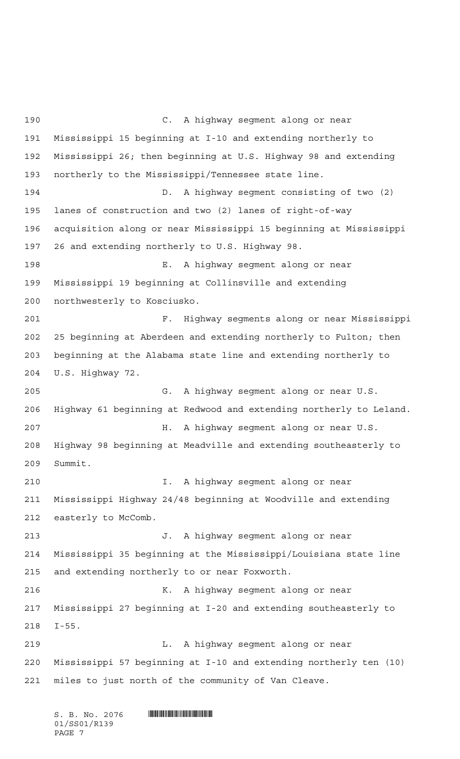C. A highway segment along or near Mississippi 15 beginning at I-10 and extending northerly to Mississippi 26; then beginning at U.S. Highway 98 and extending northerly to the Mississippi/Tennessee state line.

D. A highway segment consisting of two (2) lanes of construction and two (2) lanes of right-of-way acquisition along or near Mississippi 15 beginning at Mississippi 26 and extending northerly to U.S. Highway 98.

E. A highway segment along or near Mississippi 19 beginning at Collinsville and extending northwesterly to Kosciusko.

F. Highway segments along or near Mississippi 25 beginning at Aberdeen and extending northerly to Fulton; then beginning at the Alabama state line and extending northerly to U.S. Highway 72.

G. A highway segment along or near U.S. Highway 61 beginning at Redwood and extending northerly to Leland.

H. A highway segment along or near U.S. Highway 98 beginning at Meadville and extending southeasterly to Summit.

I. A highway segment along or near Mississippi Highway 24/48 beginning at Woodville and extending easterly to McComb.

J. A highway segment along or near Mississippi 35 beginning at the Mississippi/Louisiana state line and extending northerly to or near Foxworth.

K. A highway segment along or near Mississippi 27 beginning at I-20 and extending southeasterly to I-55.

L. A highway segment along or near Mississippi 57 beginning at I-10 and extending northerly ten (10) miles to just north of the community of Van Cleave.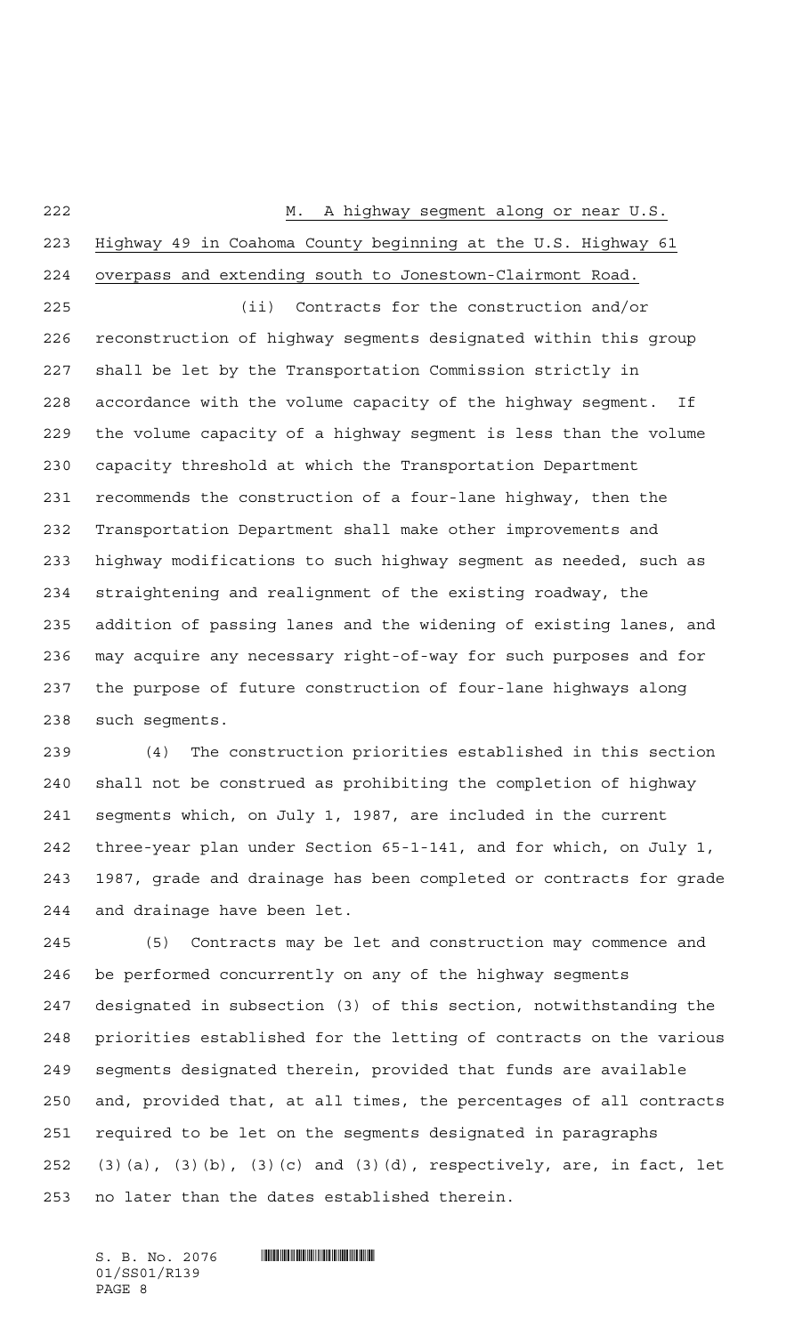M. A highway segment along or near U.S. Highway 49 in Coahoma County beginning at the U.S. Highway 61 overpass and extending south to Jonestown-Clairmont Road.

(ii) Contracts for the construction and/or reconstruction of highway segments designated within this group shall be let by the Transportation Commission strictly in accordance with the volume capacity of the highway segment. If the volume capacity of a highway segment is less than the volume capacity threshold at which the Transportation Department recommends the construction of a four-lane highway, then the Transportation Department shall make other improvements and highway modifications to such highway segment as needed, such as straightening and realignment of the existing roadway, the addition of passing lanes and the widening of existing lanes, and may acquire any necessary right-of-way for such purposes and for the purpose of future construction of four-lane highways along such segments.

(4) The construction priorities established in this section shall not be construed as prohibiting the completion of highway segments which, on July 1, 1987, are included in the current three-year plan under Section 65-1-141, and for which, on July 1, 1987, grade and drainage has been completed or contracts for grade and drainage have been let.

(5) Contracts may be let and construction may commence and be performed concurrently on any of the highway segments designated in subsection (3) of this section, notwithstanding the priorities established for the letting of contracts on the various segments designated therein, provided that funds are available and, provided that, at all times, the percentages of all contracts required to be let on the segments designated in paragraphs (3)(a), (3)(b), (3)(c) and (3)(d), respectively, are, in fact, let no later than the dates established therein.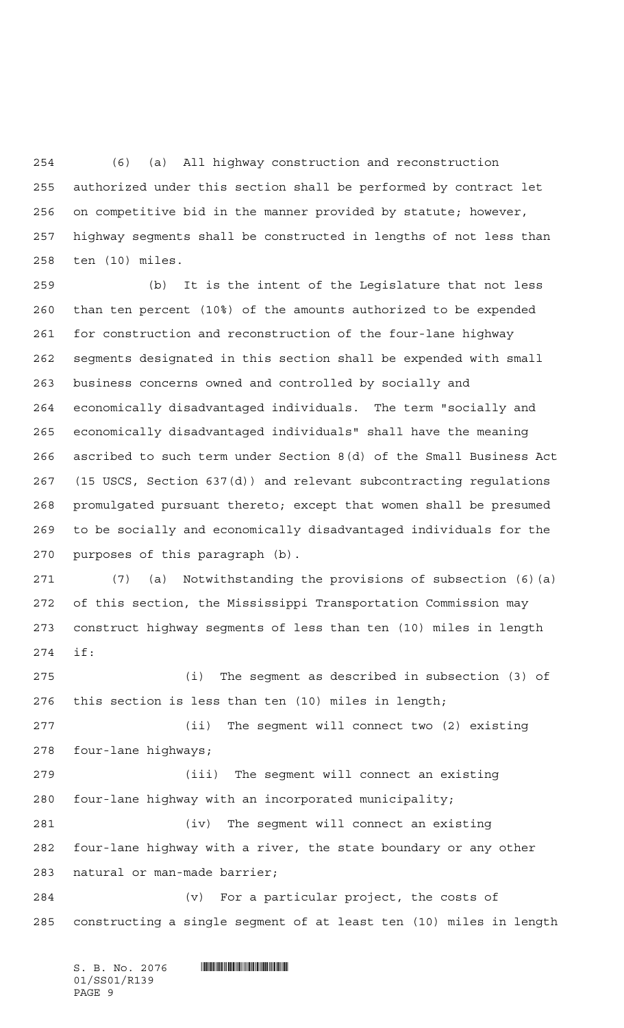(6) (a) All highway construction and reconstruction authorized under this section shall be performed by contract let on competitive bid in the manner provided by statute; however, highway segments shall be constructed in lengths of not less than ten (10) miles.

(b) It is the intent of the Legislature that not less than ten percent (10%) of the amounts authorized to be expended for construction and reconstruction of the four-lane highway segments designated in this section shall be expended with small business concerns owned and controlled by socially and economically disadvantaged individuals. The term "socially and economically disadvantaged individuals" shall have the meaning ascribed to such term under Section 8(d) of the Small Business Act (15 USCS, Section 637(d)) and relevant subcontracting regulations promulgated pursuant thereto; except that women shall be presumed to be socially and economically disadvantaged individuals for the purposes of this paragraph (b).

(7) (a) Notwithstanding the provisions of subsection (6)(a) of this section, the Mississippi Transportation Commission may construct highway segments of less than ten (10) miles in length if:

(i) The segment as described in subsection (3) of this section is less than ten (10) miles in length;

(ii) The segment will connect two (2) existing four-lane highways;

(iii) The segment will connect an existing four-lane highway with an incorporated municipality;

(iv) The segment will connect an existing four-lane highway with a river, the state boundary or any other natural or man-made barrier;

(v) For a particular project, the costs of constructing a single segment of at least ten (10) miles in length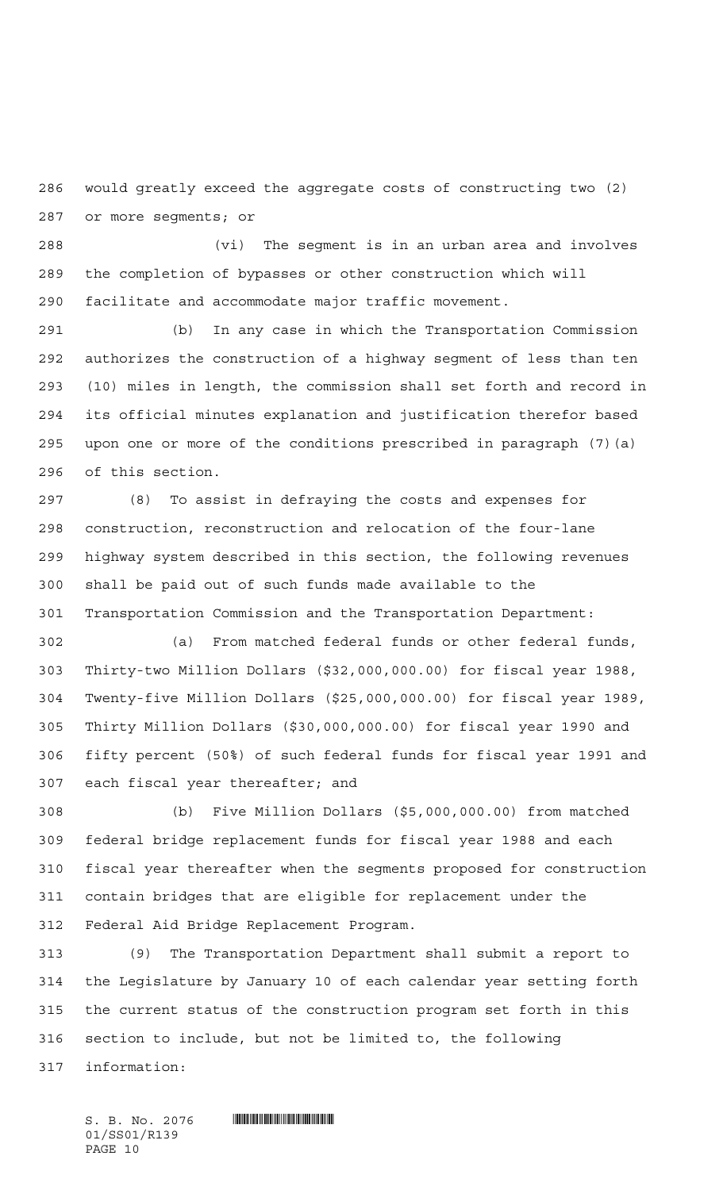would greatly exceed the aggregate costs of constructing two (2) or more segments; or

(vi) The segment is in an urban area and involves the completion of bypasses or other construction which will facilitate and accommodate major traffic movement.

(b) In any case in which the Transportation Commission authorizes the construction of a highway segment of less than ten (10) miles in length, the commission shall set forth and record in its official minutes explanation and justification therefor based upon one or more of the conditions prescribed in paragraph (7)(a) of this section.

(8) To assist in defraying the costs and expenses for construction, reconstruction and relocation of the four-lane highway system described in this section, the following revenues shall be paid out of such funds made available to the Transportation Commission and the Transportation Department:

(a) From matched federal funds or other federal funds, Thirty-two Million Dollars ($32,000,000.00) for fiscal year 1988, Twenty-five Million Dollars ($25,000,000.00) for fiscal year 1989, Thirty Million Dollars ($30,000,000.00) for fiscal year 1990 and fifty percent (50%) of such federal funds for fiscal year 1991 and each fiscal year thereafter; and

(b) Five Million Dollars ($5,000,000.00) from matched federal bridge replacement funds for fiscal year 1988 and each fiscal year thereafter when the segments proposed for construction contain bridges that are eligible for replacement under the Federal Aid Bridge Replacement Program.

(9) The Transportation Department shall submit a report to the Legislature by January 10 of each calendar year setting forth the current status of the construction program set forth in this section to include, but not be limited to, the following information: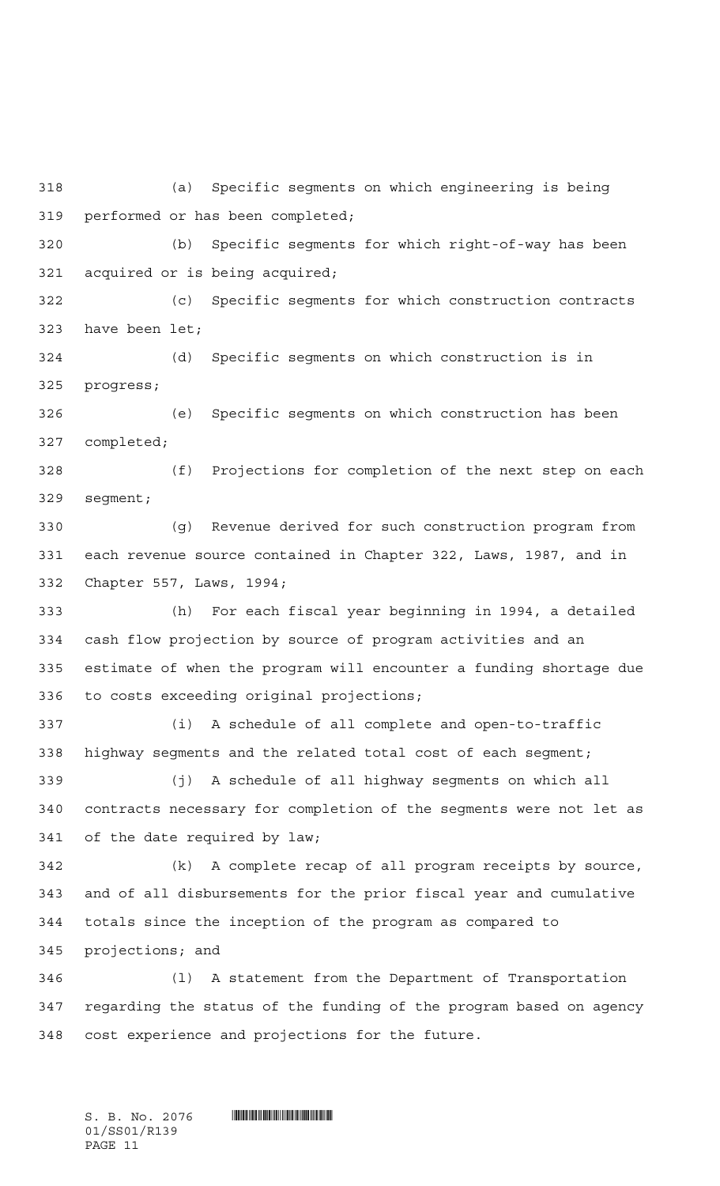(a) Specific segments on which engineering is being performed or has been completed;

(b) Specific segments for which right-of-way has been acquired or is being acquired;

(c) Specific segments for which construction contracts have been let;

(d) Specific segments on which construction is in progress;

(e) Specific segments on which construction has been completed;

(f) Projections for completion of the next step on each segment;

(g) Revenue derived for such construction program from each revenue source contained in Chapter 322, Laws, 1987, and in Chapter 557, Laws, 1994;

(h) For each fiscal year beginning in 1994, a detailed cash flow projection by source of program activities and an estimate of when the program will encounter a funding shortage due to costs exceeding original projections;

(i) A schedule of all complete and open-to-traffic highway segments and the related total cost of each segment;

(j) A schedule of all highway segments on which all contracts necessary for completion of the segments were not let as of the date required by law;

(k) A complete recap of all program receipts by source, and of all disbursements for the prior fiscal year and cumulative totals since the inception of the program as compared to projections; and

(l) A statement from the Department of Transportation regarding the status of the funding of the program based on agency cost experience and projections for the future.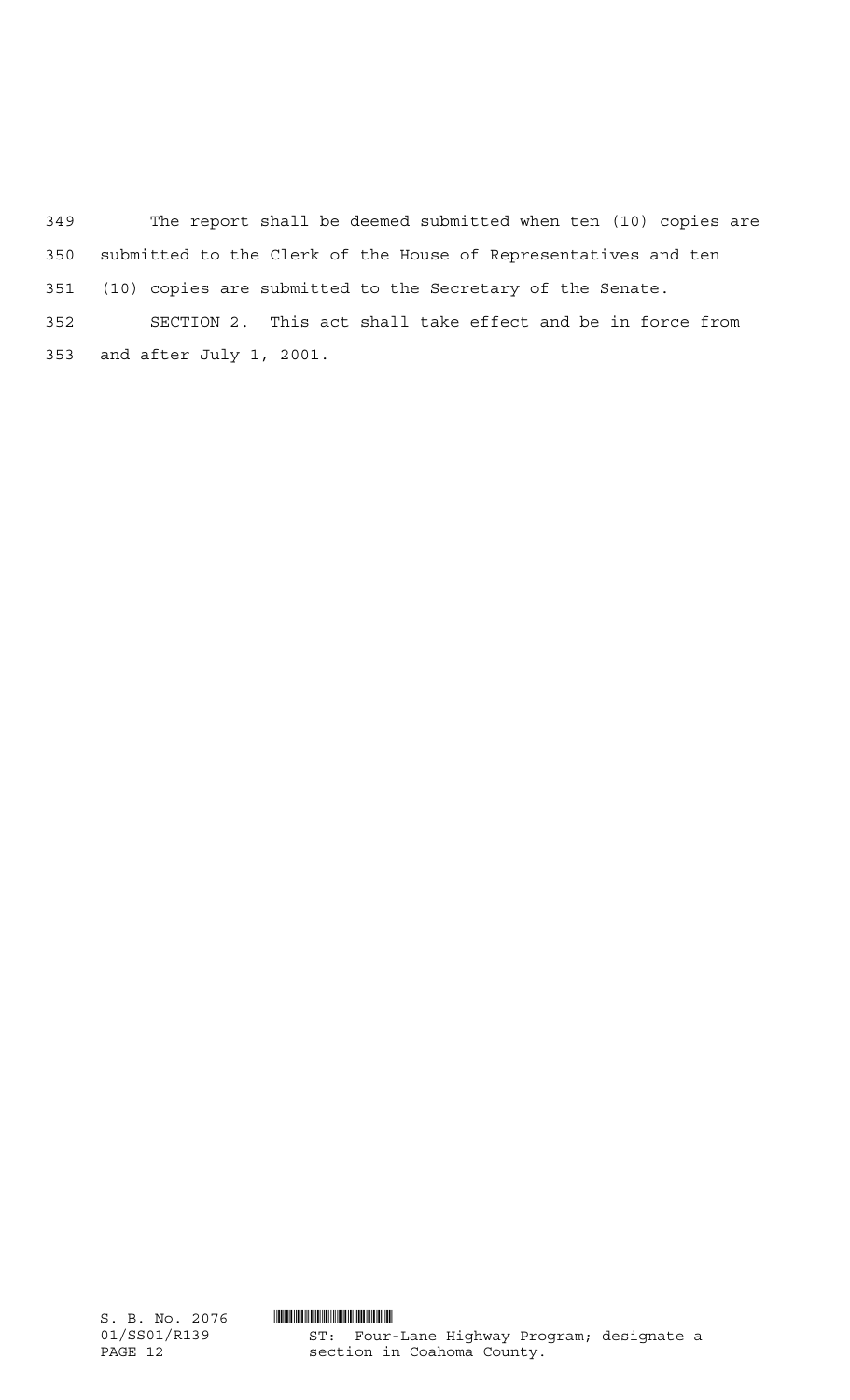The report shall be deemed submitted when ten (10) copies are submitted to the Clerk of the House of Representatives and ten (10) copies are submitted to the Secretary of the Senate.

SECTION 2. This act shall take effect and be in force from and after July 1, 2001.